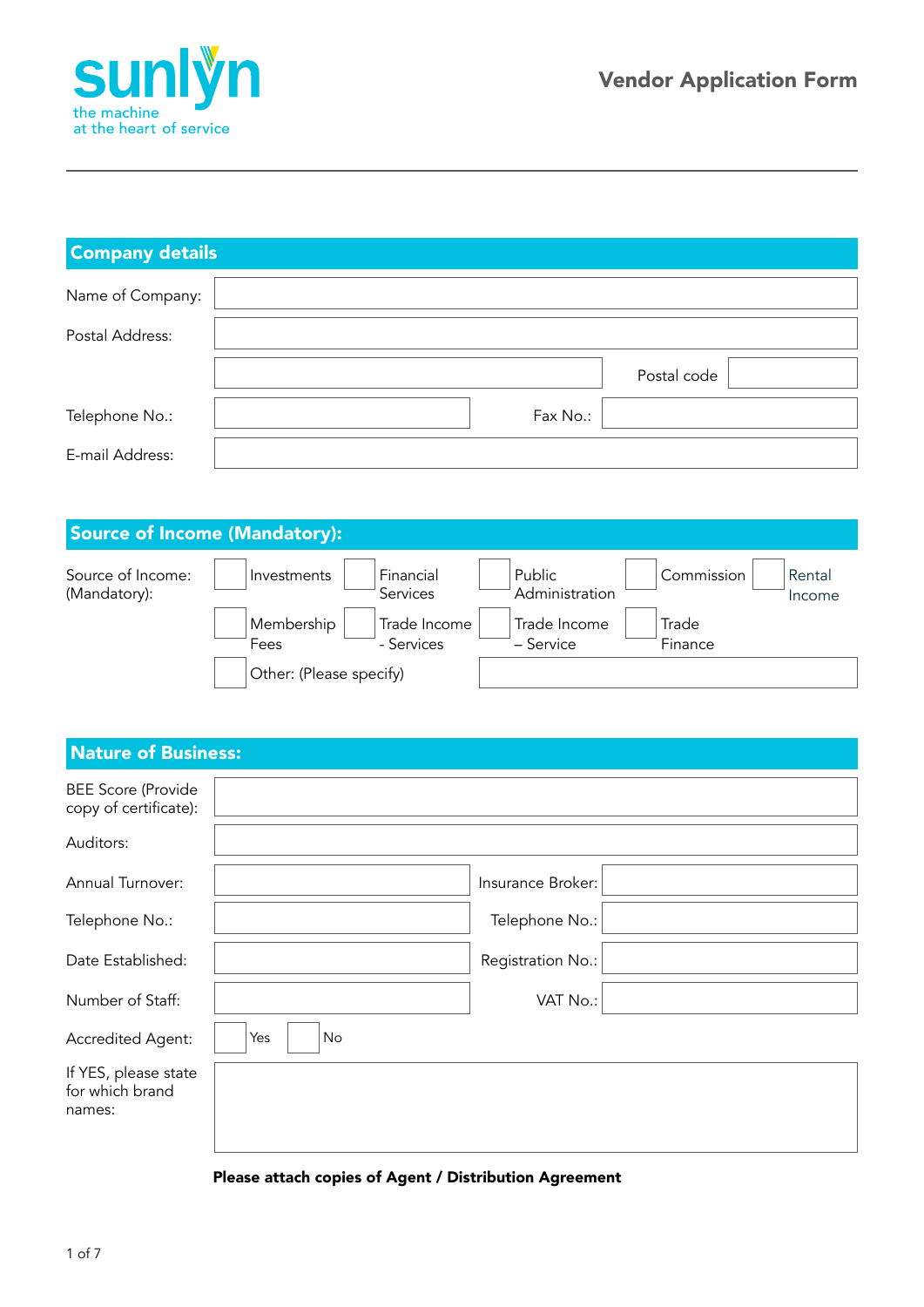sunlyn

the machine
at the heart of service

# Vendor Application Form

## Company details

| | | | |
|---|---|---|---|
| Name of Company: | | | |
| Postal Address: | | | |
| | | Postal code | |
| Telephone No.: | | Fax No.: | |
| E-mail Address: | | | |

## Source of Income (Mandatory):

Source of Income: (Mandatory):

- [ ] Investments
- [ ] Financial Services
- [ ] Public Administration
- [ ] Commission
- [ ] Rental Income
- [ ] Membership Fees
- [ ] Trade Income - Services
- [ ] Trade Income – Service
- [ ] Trade Finance
- [ ] Other: (Please specify)

## Nature of Business:

| | | | |
|---|---|---|---|
| BEE Score (Provide copy of certificate): | | | |
| Auditors: | | | |
| Annual Turnover: | | Insurance Broker: | |
| Telephone No.: | | Telephone No.: | |
| Date Established: | | Registration No.: | |
| Number of Staff: | | VAT No.: | |

Accredited Agent: [ ] Yes [ ] No

If YES, please state for which brand names:

**Please attach copies of Agent / Distribution Agreement**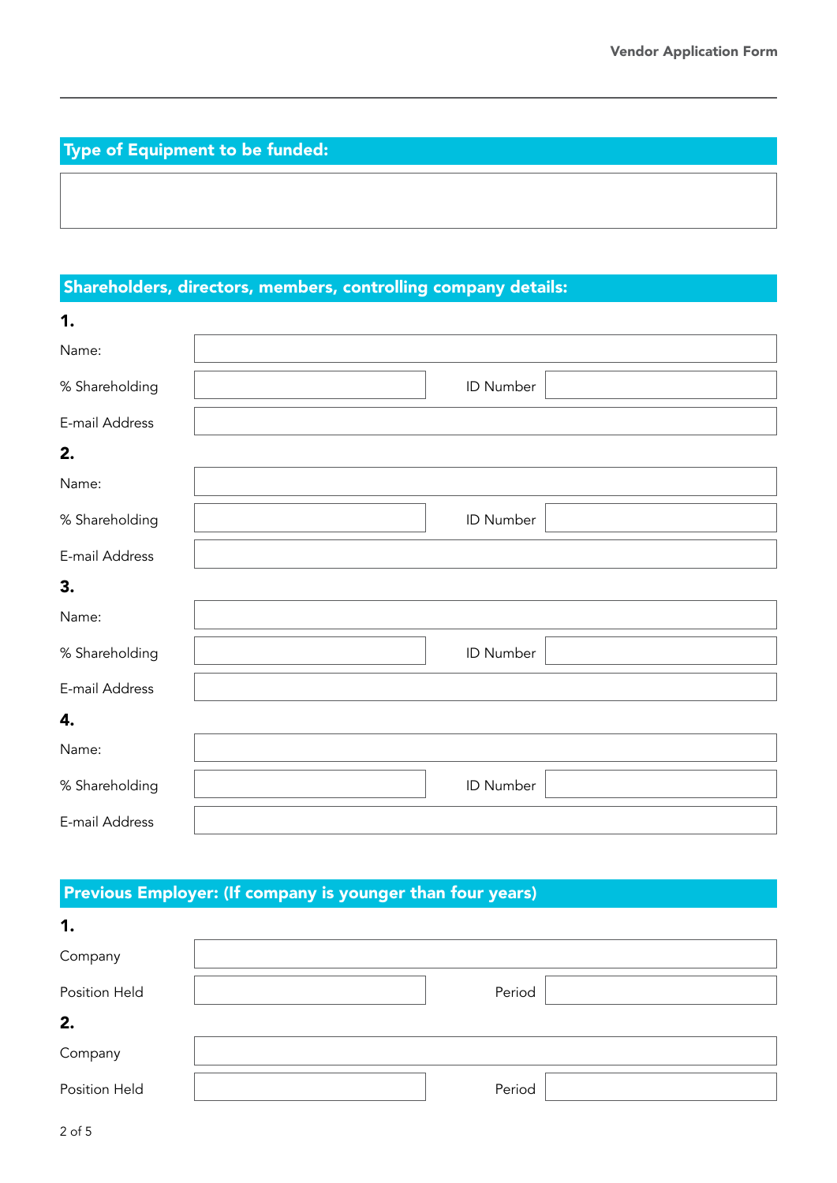## Type of Equipment to be funded:

## Shareholders, directors, members, controlling company details:

**1.**

Name:

% Shareholding | ID Number

E-mail Address

**2.**

Name:

% Shareholding | ID Number

E-mail Address

**3.**

Name:

% Shareholding | ID Number

E-mail Address

**4.**

Name:

% Shareholding | ID Number

E-mail Address

## Previous Employer: (If company is younger than four years)

**1.**

Company

Position Held | Period

**2.**

Company

Position Held | Period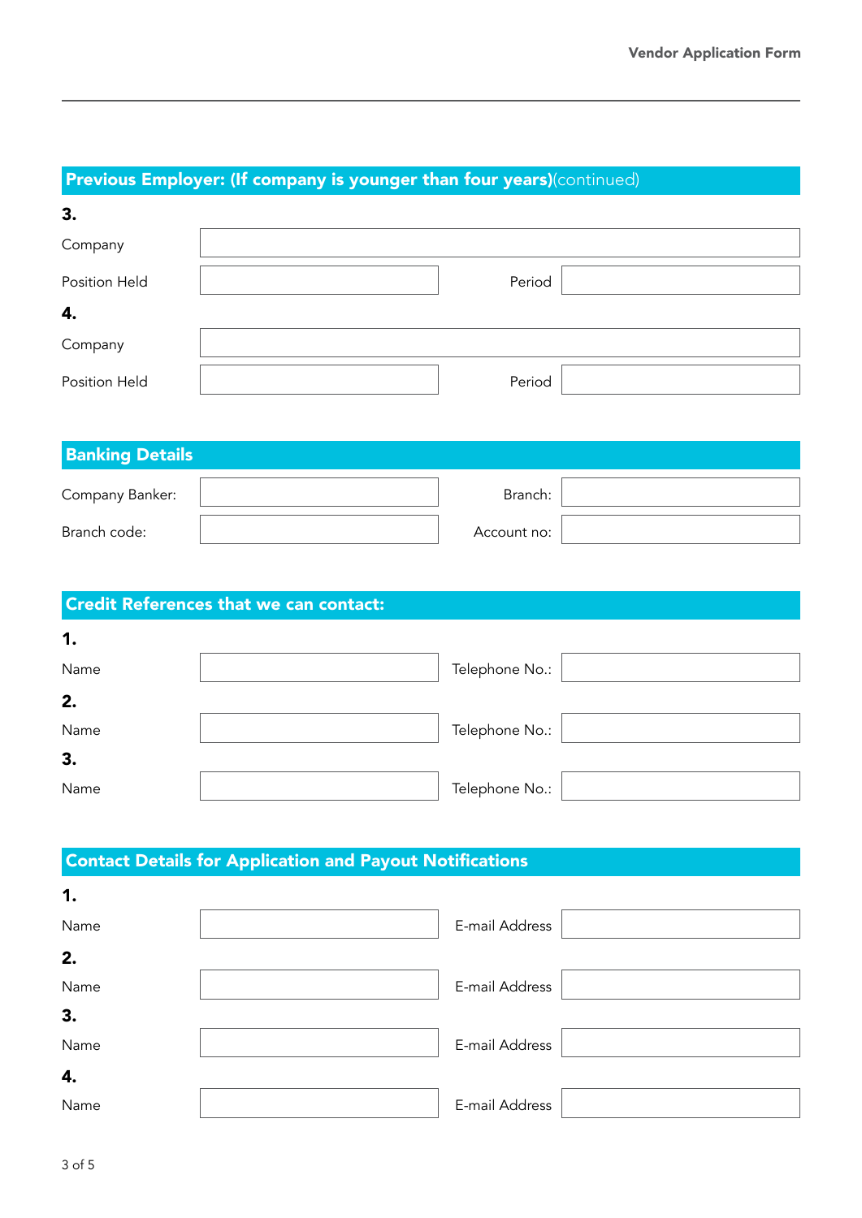## Previous Employer: (If company is younger than four years)(continued)

**3.**

| Company | | | |
|---|---|---|---|
| Position Held | | Period | |

**4.**

| Company | | | |
|---|---|---|---|
| Position Held | | Period | |

## Banking Details

| Company Banker: | | Branch: | |
|---|---|---|---|
| Branch code: | | Account no: | |

## Credit References that we can contact:

**1.**

| Name | | Telephone No.: | |
|---|---|---|---|

**2.**

| Name | | Telephone No.: | |
|---|---|---|---|

**3.**

| Name | | Telephone No.: | |
|---|---|---|---|

## Contact Details for Application and Payout Notifications

**1.**

| Name | | E-mail Address | |
|---|---|---|---|

**2.**

| Name | | E-mail Address | |
|---|---|---|---|

**3.**

| Name | | E-mail Address | |
|---|---|---|---|

**4.**

| Name | | E-mail Address | |
|---|---|---|---|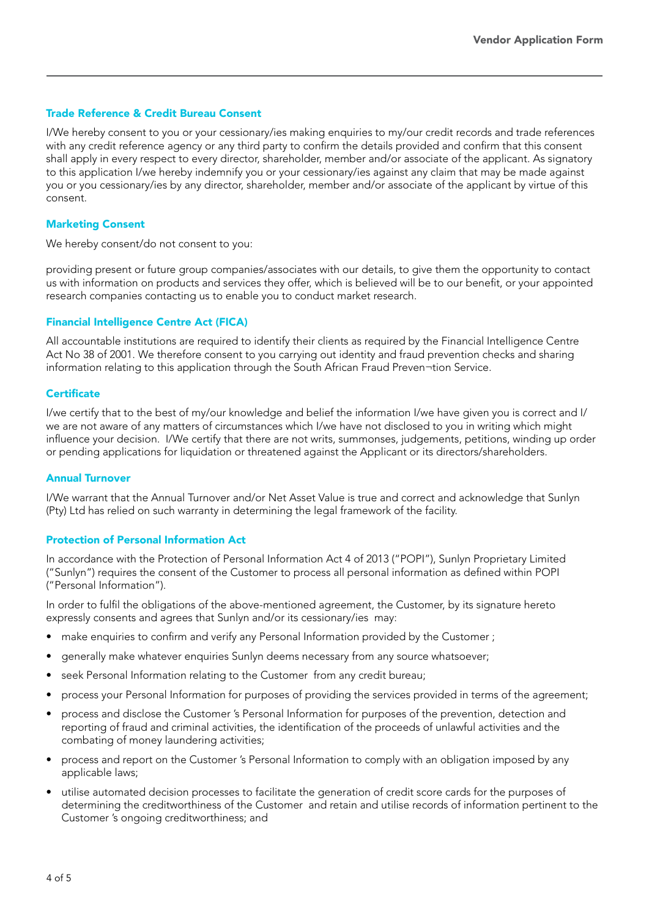## Trade Reference & Credit Bureau Consent

I/We hereby consent to you or your cessionary/ies making enquiries to my/our credit records and trade references with any credit reference agency or any third party to confirm the details provided and confirm that this consent shall apply in every respect to every director, shareholder, member and/or associate of the applicant. As signatory to this application I/we hereby indemnify you or your cessionary/ies against any claim that may be made against you or you cessionary/ies by any director, shareholder, member and/or associate of the applicant by virtue of this consent.

## Marketing Consent

We hereby consent/do not consent to you:

providing present or future group companies/associates with our details, to give them the opportunity to contact us with information on products and services they offer, which is believed will be to our benefit, or your appointed research companies contacting us to enable you to conduct market research.

## Financial Intelligence Centre Act (FICA)

All accountable institutions are required to identify their clients as required by the Financial Intelligence Centre Act No 38 of 2001. We therefore consent to you carrying out identity and fraud prevention checks and sharing information relating to this application through the South African Fraud Preven¬tion Service.

## Certificate

I/we certify that to the best of my/our knowledge and belief the information I/we have given you is correct and I/we are not aware of any matters of circumstances which I/we have not disclosed to you in writing which might influence your decision. I/We certify that there are not writs, summonses, judgements, petitions, winding up order or pending applications for liquidation or threatened against the Applicant or its directors/shareholders.

## Annual Turnover

I/We warrant that the Annual Turnover and/or Net Asset Value is true and correct and acknowledge that Sunlyn (Pty) Ltd has relied on such warranty in determining the legal framework of the facility.

## Protection of Personal Information Act

In accordance with the Protection of Personal Information Act 4 of 2013 ("POPI"), Sunlyn Proprietary Limited ("Sunlyn") requires the consent of the Customer to process all personal information as defined within POPI ("Personal Information").

In order to fulfil the obligations of the above-mentioned agreement, the Customer, by its signature hereto expressly consents and agrees that Sunlyn and/or its cessionary/ies may:

- make enquiries to confirm and verify any Personal Information provided by the Customer ;
- generally make whatever enquiries Sunlyn deems necessary from any source whatsoever;
- seek Personal Information relating to the Customer from any credit bureau;
- process your Personal Information for purposes of providing the services provided in terms of the agreement;
- process and disclose the Customer 's Personal Information for purposes of the prevention, detection and reporting of fraud and criminal activities, the identification of the proceeds of unlawful activities and the combating of money laundering activities;
- process and report on the Customer 's Personal Information to comply with an obligation imposed by any applicable laws;
- utilise automated decision processes to facilitate the generation of credit score cards for the purposes of determining the creditworthiness of the Customer and retain and utilise records of information pertinent to the Customer 's ongoing creditworthiness; and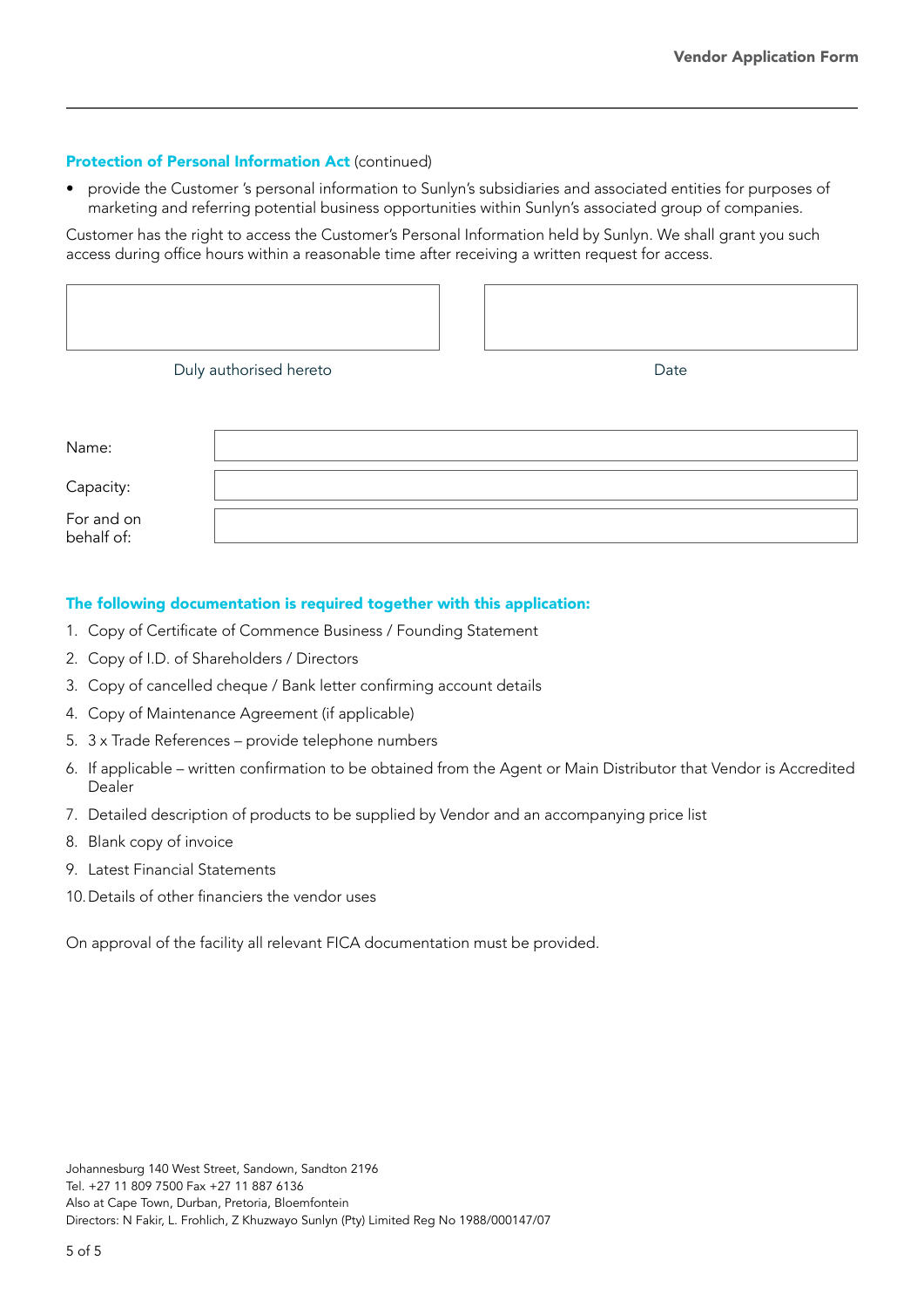**Protection of Personal Information Act** (continued)

- provide the Customer 's personal information to Sunlyn's subsidiaries and associated entities for purposes of marketing and referring potential business opportunities within Sunlyn's associated group of companies.

Customer has the right to access the Customer's Personal Information held by Sunlyn. We shall grant you such access during office hours within a reasonable time after receiving a written request for access.

| Duly authorised hereto | Date |
| --- | --- |
| | |

| | |
| --- | --- |
| Name: | |
| Capacity: | |
| For and on behalf of: | |

**The following documentation is required together with this application:**

1. Copy of Certificate of Commence Business / Founding Statement
2. Copy of I.D. of Shareholders / Directors
3. Copy of cancelled cheque / Bank letter confirming account details
4. Copy of Maintenance Agreement (if applicable)
5. 3 x Trade References – provide telephone numbers
6. If applicable – written confirmation to be obtained from the Agent or Main Distributor that Vendor is Accredited Dealer
7. Detailed description of products to be supplied by Vendor and an accompanying price list
8. Blank copy of invoice
9. Latest Financial Statements
10. Details of other financiers the vendor uses

On approval of the facility all relevant FICA documentation must be provided.

Johannesburg 140 West Street, Sandown, Sandton 2196
Tel. +27 11 809 7500 Fax +27 11 887 6136
Also at Cape Town, Durban, Pretoria, Bloemfontein
Directors: N Fakir, L. Frohlich, Z Khuzwayo Sunlyn (Pty) Limited Reg No 1988/000147/07